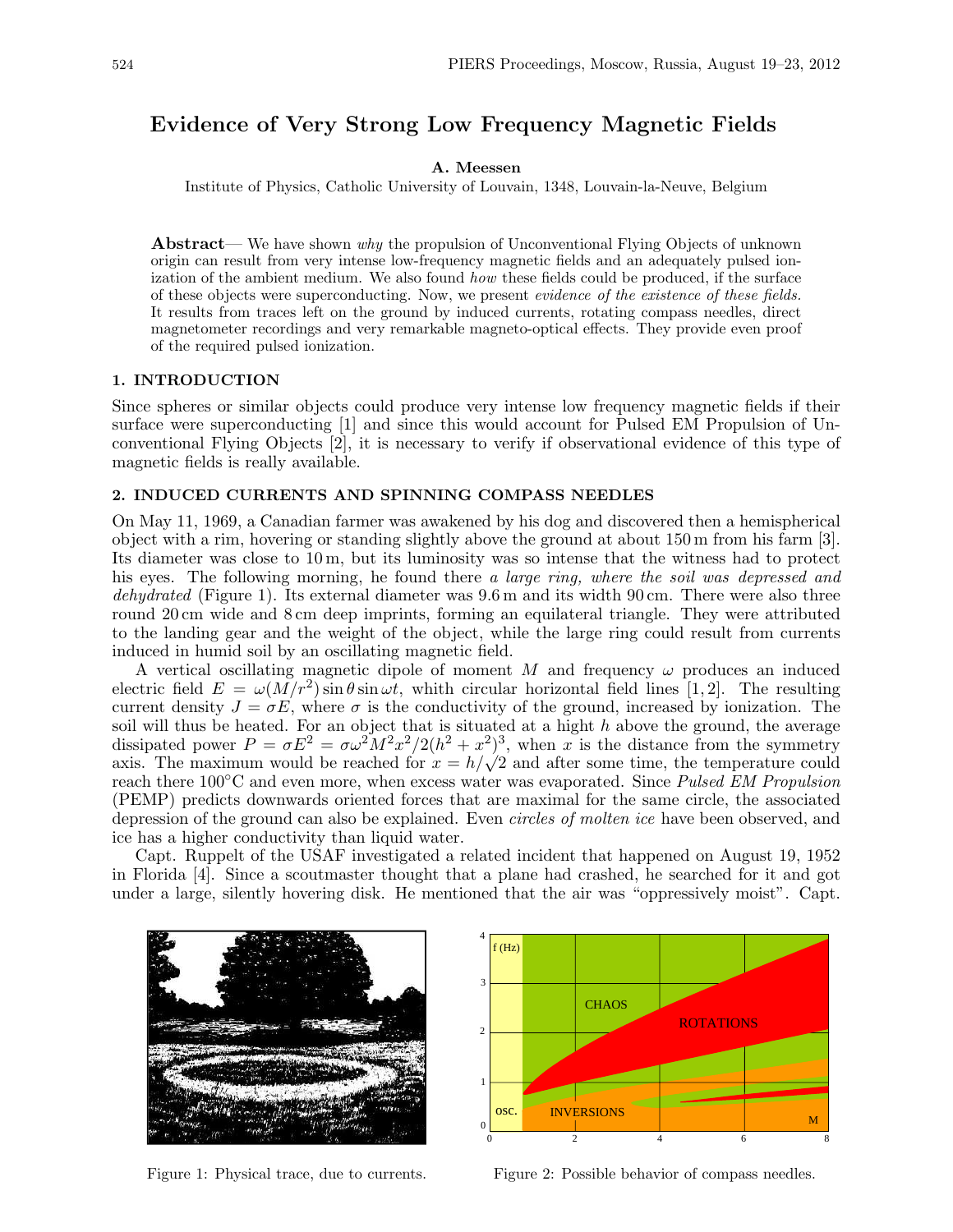# Evidence of Very Strong Low Frequency Magnetic Fields

**A. Meessen**

Institute of Physics, Catholic University of Louvain, 1348, Louvain-la-Neuve, Belgium

**Abstract**— We have shown *why* the propulsion of Unconventional Flying Objects of unknown origin can result from very intense low-frequency magnetic fields and an adequately pulsed ionization of the ambient medium. We also found *how* these fields could be produced, if the surface of these objects were superconducting. Now, we present *evidence of the existence of these fields.* It results from traces left on the ground by induced currents, rotating compass needles, direct magnetometer recordings and very remarkable magneto-optical effects. They provide even proof of the required pulsed ionization.

## 1. INTRODUCTION

Since spheres or similar objects could produce very intense low frequency magnetic fields if their surface were superconducting [1] and since this would account for Pulsed EM Propulsion of Unconventional Flying Objects [2], it is necessary to verify if observational evidence of this type of magnetic fields is really available.

## 2. INDUCED CURRENTS AND SPINNING COMPASS NEEDLES

On May 11, 1969, a Canadian farmer was awakened by his dog and discovered then a hemispherical object with a rim, hovering or standing slightly above the ground at about 150 m from his farm [3]. Its diameter was close to 10 m, but its luminosity was so intense that the witness had to protect his eyes. The following morning, he found there *a large ring, where the soil was depressed and dehydrated* (Figure 1). Its external diameter was 9.6 m and its width 90 cm. There were also three round 20 cm wide and 8 cm deep imprints, forming an equilateral triangle. They were attributed to the landing gear and the weight of the object, while the large ring could result from currents induced in humid soil by an oscillating magnetic field.

A vertical oscillating magnetic dipole of moment $M$ and frequency $\omega$ produces an induced electric field $E = \omega(M/r^2)\sin\theta\sin\omega t$, whith circular horizontal field lines [1, 2]. The resulting current density $J = \sigma E$, where $\sigma$ is the conductivity of the ground, increased by ionization. The soil will thus be heated. For an object that is situated at a hight $h$ above the ground, the average dissipated power $P = \sigma E^2 = \sigma\omega^2 M^2 x^2/2(h^2 + x^2)^3$, when $x$ is the distance from the symmetry axis. The maximum would be reached for $x = h/\sqrt{2}$ and after some time, the temperature could reach there 100°C and even more, when excess water was evaporated. Since *Pulsed EM Propulsion* (PEMP) predicts downwards oriented forces that are maximal for the same circle, the associated depression of the ground can also be explained. Even *circles of molten ice* have been observed, and ice has a higher conductivity than liquid water.

Capt. Ruppelt of the USAF investigated a related incident that happened on August 19, 1952 in Florida [4]. Since a scoutmaster thought that a plane had crashed, he searched for it and got under a large, silently hovering disk. He mentioned that the air was "oppressively moist". Capt.

Figure 1: Physical trace, due to currents.

Figure 2: Possible behavior of compass needles.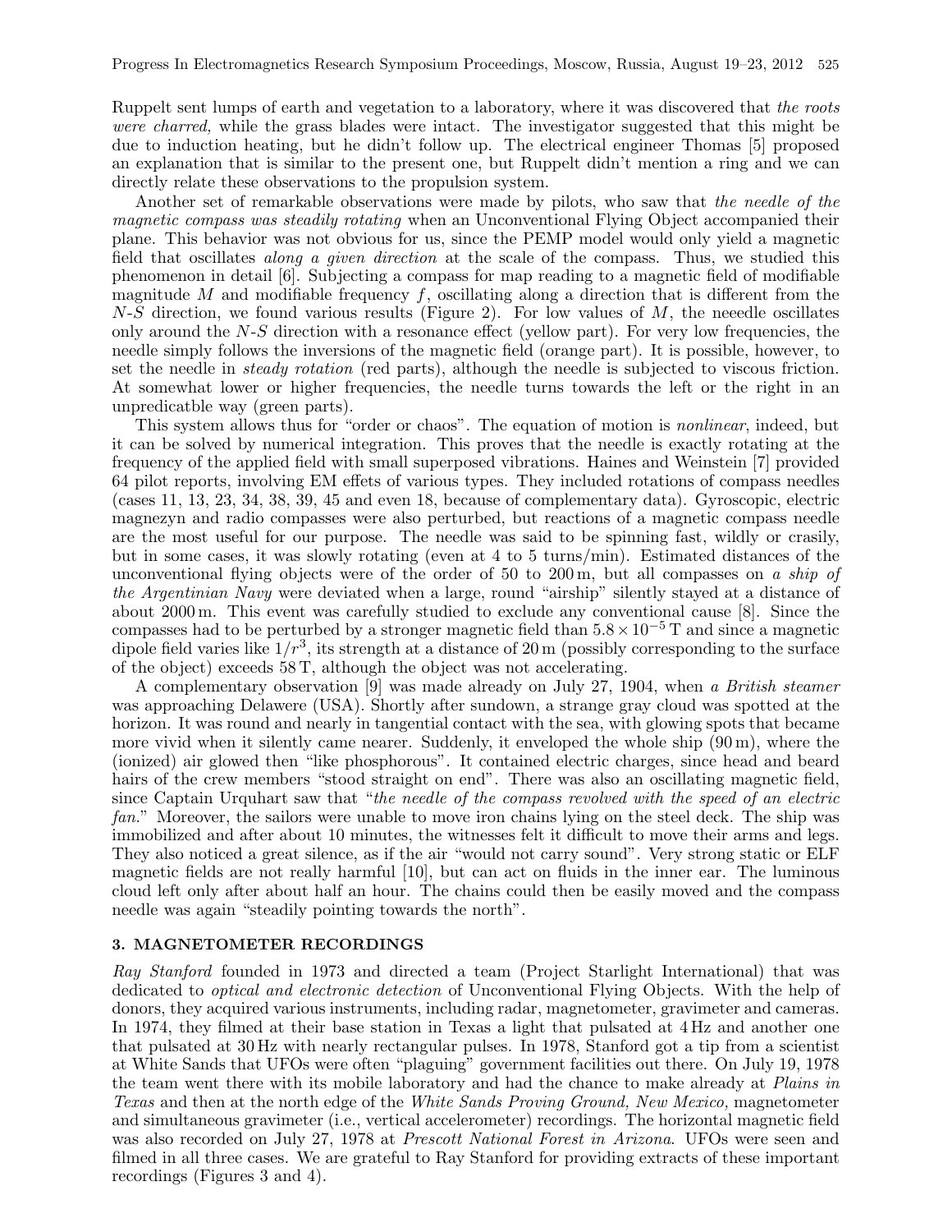Ruppelt sent lumps of earth and vegetation to a laboratory, where it was discovered that *the roots were charred,* while the grass blades were intact. The investigator suggested that this might be due to induction heating, but he didn't follow up. The electrical engineer Thomas [5] proposed an explanation that is similar to the present one, but Ruppelt didn't mention a ring and we can directly relate these observations to the propulsion system.

Another set of remarkable observations were made by pilots, who saw that *the needle of the magnetic compass was steadily rotating* when an Unconventional Flying Object accompanied their plane. This behavior was not obvious for us, since the PEMP model would only yield a magnetic field that oscillates *along a given direction* at the scale of the compass. Thus, we studied this phenomenon in detail [6]. Subjecting a compass for map reading to a magnetic field of modifiable magnitude $M$ and modifiable frequency $f$, oscillating along a direction that is different from the $N$-$S$ direction, we found various results (Figure 2). For low values of $M$, the neeedle oscillates only around the $N$-$S$ direction with a resonance effect (yellow part). For very low frequencies, the needle simply follows the inversions of the magnetic field (orange part). It is possible, however, to set the needle in *steady rotation* (red parts), although the needle is subjected to viscous friction. At somewhat lower or higher frequencies, the needle turns towards the left or the right in an unpredicatble way (green parts).

This system allows thus for "order or chaos". The equation of motion is *nonlinear*, indeed, but it can be solved by numerical integration. This proves that the needle is exactly rotating at the frequency of the applied field with small superposed vibrations. Haines and Weinstein [7] provided 64 pilot reports, involving EM effets of various types. They included rotations of compass needles (cases 11, 13, 23, 34, 38, 39, 45 and even 18, because of complementary data). Gyroscopic, electric magnezyn and radio compasses were also perturbed, but reactions of a magnetic compass needle are the most useful for our purpose. The needle was said to be spinning fast, wildly or crasily, but in some cases, it was slowly rotating (even at 4 to 5 turns/min). Estimated distances of the unconventional flying objects were of the order of 50 to 200 m, but all compasses on *a ship of the Argentinian Navy* were deviated when a large, round "airship" silently stayed at a distance of about 2000 m. This event was carefully studied to exclude any conventional cause [8]. Since the compasses had to be perturbed by a stronger magnetic field than $5.8 \times 10^{-5}$ T and since a magnetic dipole field varies like $1/r^3$, its strength at a distance of 20 m (possibly corresponding to the surface of the object) exceeds 58 T, although the object was not accelerating.

A complementary observation [9] was made already on July 27, 1904, when *a British steamer* was approaching Delawere (USA). Shortly after sundown, a strange gray cloud was spotted at the horizon. It was round and nearly in tangential contact with the sea, with glowing spots that became more vivid when it silently came nearer. Suddenly, it enveloped the whole ship (90 m), where the (ionized) air glowed then "like phosphorous". It contained electric charges, since head and beard hairs of the crew members "stood straight on end". There was also an oscillating magnetic field, since Captain Urquhart saw that "*the needle of the compass revolved with the speed of an electric fan.*" Moreover, the sailors were unable to move iron chains lying on the steel deck. The ship was immobilized and after about 10 minutes, the witnesses felt it difficult to move their arms and legs. They also noticed a great silence, as if the air "would not carry sound". Very strong static or ELF magnetic fields are not really harmful [10], but can act on fluids in the inner ear. The luminous cloud left only after about half an hour. The chains could then be easily moved and the compass needle was again "steadily pointing towards the north".

## 3. MAGNETOMETER RECORDINGS

*Ray Stanford* founded in 1973 and directed a team (Project Starlight International) that was dedicated to *optical and electronic detection* of Unconventional Flying Objects. With the help of donors, they acquired various instruments, including radar, magnetometer, gravimeter and cameras. In 1974, they filmed at their base station in Texas a light that pulsated at 4 Hz and another one that pulsated at 30 Hz with nearly rectangular pulses. In 1978, Stanford got a tip from a scientist at White Sands that UFOs were often "plaguing" government facilities out there. On July 19, 1978 the team went there with its mobile laboratory and had the chance to make already at *Plains in Texas* and then at the north edge of the *White Sands Proving Ground, New Mexico,* magnetometer and simultaneous gravimeter (i.e., vertical accelerometer) recordings. The horizontal magnetic field was also recorded on July 27, 1978 at *Prescott National Forest in Arizona*. UFOs were seen and filmed in all three cases. We are grateful to Ray Stanford for providing extracts of these important recordings (Figures 3 and 4).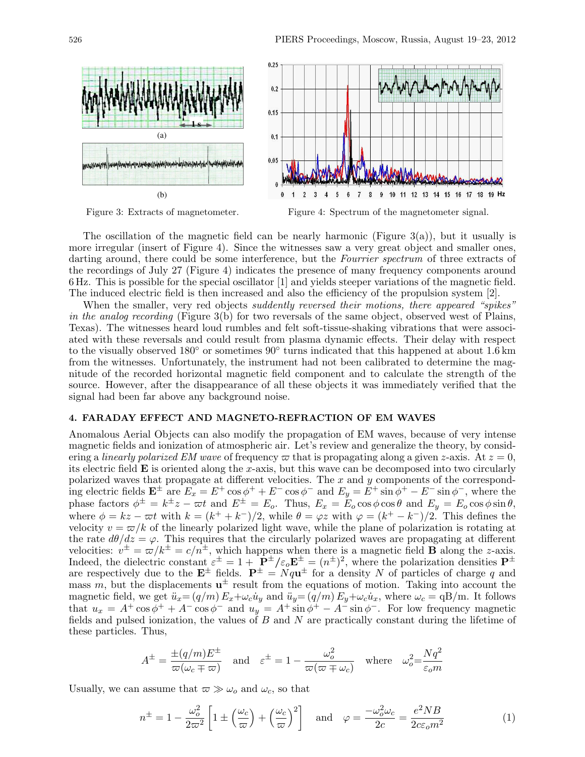Figure 3: Extracts of magnetometer.

Figure 4: Spectrum of the magnetometer signal.

The oscillation of the magnetic field can be nearly harmonic (Figure 3(a)), but it usually is more irregular (insert of Figure 4). Since the witnesses saw a very great object and smaller ones, darting around, there could be some interference, but the *Fourrier spectrum* of three extracts of the recordings of July 27 (Figure 4) indicates the presence of many frequency components around 6 Hz. This is possible for the special oscillator [1] and yields steeper variations of the magnetic field. The induced electric field is then increased and also the efficiency of the propulsion system [2].

When the smaller, very red objects *suddently reversed their motions, there appeared "spikes" in the analog recording* (Figure 3(b) for two reversals of the same object, observed west of Plains, Texas). The witnesses heard loud rumbles and felt soft-tissue-shaking vibrations that were associated with these reversals and could result from plasma dynamic effects. Their delay with respect to the visually observed 180° or sometimes 90° turns indicated that this happened at about 1.6 km from the witnesses. Unfortunately, the instrument had not been calibrated to determine the magnitude of the recorded horizontal magnetic field component and to calculate the strength of the source. However, after the disappearance of all these objects it was immediately verified that the signal had been far above any background noise.

## 4. FARADAY EFFECT AND MAGNETO-REFRACTION OF EM WAVES

Anomalous Aerial Objects can also modify the propagation of EM waves, because of very intense magnetic fields and ionization of atmospheric air. Let's review and generalize the theory, by considering a *linearly polarized EM wave* of frequency $\varpi$ that is propagating along a given $z$-axis. At $z = 0$, its electric field $\mathbf{E}$ is oriented along the $x$-axis, but this wave can be decomposed into two circularly polarized waves that propagate at different velocities. The $x$ and $y$ components of the corresponding electric fields $\mathbf{E}^{\pm}$ are $E_x = E^+ \cos\phi^+ + E^- \cos\phi^-$ and $E_y = E^+ \sin\phi^+ - E^- \sin\phi^-$, where the phase factors $\phi^{\pm} = k^{\pm}z - \varpi t$ and $E^{\pm} = E_o$. Thus, $E_x = E_o \cos\phi \cos\theta$ and $E_y = E_o \cos\phi \sin\theta$, where $\phi = kz - \varpi t$ with $k = (k^+ + k^-)/2$, while $\theta = \varphi z$ with $\varphi = (k^+ - k^-)/2$. This defines the velocity $v = \varpi/k$ of the linearly polarized light wave, while the plane of polarization is rotating at the rate $d\theta/dz = \varphi$. This requires that the circularly polarized waves are propagating at different velocities: $v^{\pm} = \varpi/k^{\pm} = c/n^{\pm}$, which happens when there is a magnetic field $\mathbf{B}$ along the $z$-axis. Indeed, the dielectric constant $\varepsilon^{\pm} = 1 + \mathbf{P}^{\pm}/\varepsilon_o\mathbf{E}^{\pm} = (n^{\pm})^2$, where the polarization densities $\mathbf{P}^{\pm}$ are respectively due to the $\mathbf{E}^{\pm}$ fields. $\mathbf{P}^{\pm} = Nq\mathbf{u}^{\pm}$ for a density $N$ of particles of charge $q$ and mass $m$, but the displacements $\mathbf{u}^{\pm}$ result from the equations of motion. Taking into account the magnetic field, we get $\ddot{u}_x = (q/m)E_x + \omega_c\dot{u}_y$ and $\ddot{u}_y = (q/m)E_y + \omega_c\dot{u}_x$, where $\omega_c = \mathrm{q}B/\mathrm{m}$. It follows that $u_x = A^+ \cos\phi^+ + A^- \cos\phi^-$ and $u_y = A^+ \sin\phi^+ - A^- \sin\phi^-$. For low frequency magnetic fields and pulsed ionization, the values of $B$ and $N$ are practically constant during the lifetime of these particles. Thus,

$$A^{\pm} = \frac{\pm(q/m)E^{\pm}}{\varpi(\omega_c \mp \varpi)} \quad \text{and} \quad \varepsilon^{\pm} = 1 - \frac{\omega_o^2}{\varpi(\varpi \mp \omega_c)} \quad \text{where} \quad \omega_o^2 = \frac{Nq^2}{\varepsilon_o m}$$

Usually, we can assume that $\varpi \gg \omega_o$ and $\omega_c$, so that

$$n^{\pm} = 1 - \frac{\omega_o^2}{2\varpi^2}\left[1 \pm \left(\frac{\omega_c}{\varpi}\right) + \left(\frac{\omega_c}{\varpi}\right)^2\right] \quad \text{and} \quad \varphi = \frac{-\omega_o^2\omega_c}{2c} = \frac{e^2NB}{2c\varepsilon_o m^2} \tag{1}$$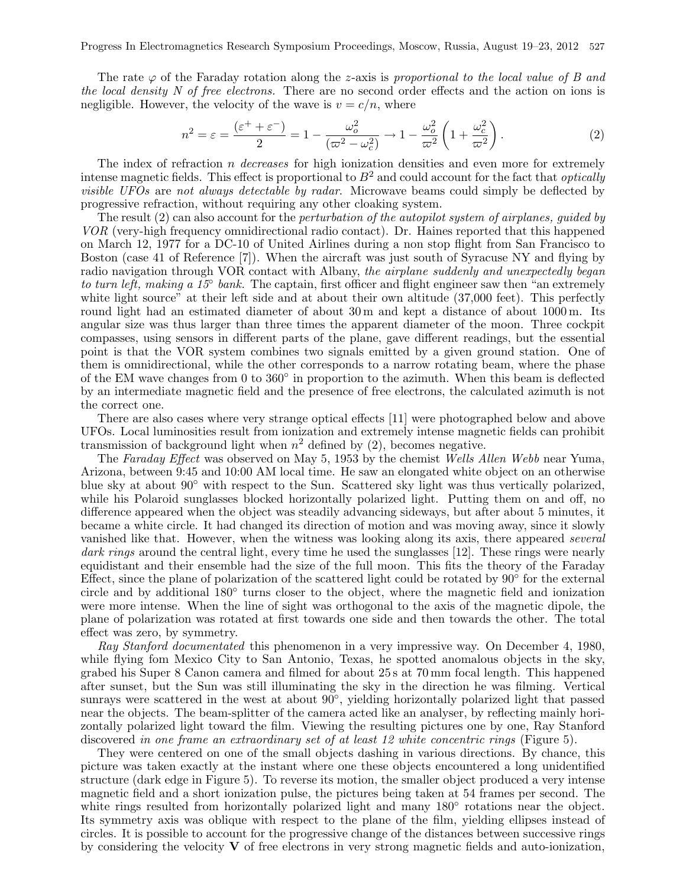The rate $\varphi$ of the Faraday rotation along the $z$-axis is *proportional to the local value of $B$ and the local density $N$ of free electrons.* There are no second order effects and the action on ions is negligible. However, the velocity of the wave is $v = c/n$, where

$$n^2 = \varepsilon = \frac{(\varepsilon^+ + \varepsilon^-)}{2} = 1 - \frac{\omega_o^2}{(\varpi^2 - \omega_c^2)} \rightarrow 1 - \frac{\omega_o^2}{\varpi^2}\left(1 + \frac{\omega_c^2}{\varpi^2}\right). \tag{2}$$

The index of refraction $n$ *decreases* for high ionization densities and even more for extremely intense magnetic fields. This effect is proportional to $B^2$ and could account for the fact that *optically visible UFOs* are *not always detectable by radar*. Microwave beams could simply be deflected by progressive refraction, without requiring any other cloaking system.

The result (2) can also account for the *perturbation of the autopilot system of airplanes, guided by VOR* (very-high frequency omnidirectional radio contact). Dr. Haines reported that this happened on March 12, 1977 for a DC-10 of United Airlines during a non stop flight from San Francisco to Boston (case 41 of Reference [7]). When the aircraft was just south of Syracuse NY and flying by radio navigation through VOR contact with Albany, *the airplane suddenly and unexpectedly began to turn left, making a 15° bank.* The captain, first officer and flight engineer saw then "an extremely white light source" at their left side and at about their own altitude (37,000 feet). This perfectly round light had an estimated diameter of about 30 m and kept a distance of about 1000 m. Its angular size was thus larger than three times the apparent diameter of the moon. Three cockpit compasses, using sensors in different parts of the plane, gave different readings, but the essential point is that the VOR system combines two signals emitted by a given ground station. One of them is omnidirectional, while the other corresponds to a narrow rotating beam, where the phase of the EM wave changes from 0 to 360° in proportion to the azimuth. When this beam is deflected by an intermediate magnetic field and the presence of free electrons, the calculated azimuth is not the correct one.

There are also cases where very strange optical effects [11] were photographed below and above UFOs. Local luminosities result from ionization and extremely intense magnetic fields can prohibit transmission of background light when $n^2$ defined by (2), becomes negative.

The *Faraday Effect* was observed on May 5, 1953 by the chemist *Wells Allen Webb* near Yuma, Arizona, between 9:45 and 10:00 AM local time. He saw an elongated white object on an otherwise blue sky at about 90° with respect to the Sun. Scattered sky light was thus vertically polarized, while his Polaroid sunglasses blocked horizontally polarized light. Putting them on and off, no difference appeared when the object was steadily advancing sideways, but after about 5 minutes, it became a white circle. It had changed its direction of motion and was moving away, since it slowly vanished like that. However, when the witness was looking along its axis, there appeared *several dark rings* around the central light, every time he used the sunglasses [12]. These rings were nearly equidistant and their ensemble had the size of the full moon. This fits the theory of the Faraday Effect, since the plane of polarization of the scattered light could be rotated by 90° for the external circle and by additional 180° turns closer to the object, where the magnetic field and ionization were more intense. When the line of sight was orthogonal to the axis of the magnetic dipole, the plane of polarization was rotated at first towards one side and then towards the other. The total effect was zero, by symmetry.

*Ray Stanford documentated* this phenomenon in a very impressive way. On December 4, 1980, while flying fom Mexico City to San Antonio, Texas, he spotted anomalous objects in the sky, grabed his Super 8 Canon camera and filmed for about 25 s at 70 mm focal length. This happened after sunset, but the Sun was still illuminating the sky in the direction he was filming. Vertical sunrays were scattered in the west at about 90°, yielding horizontally polarized light that passed near the objects. The beam-splitter of the camera acted like an analyser, by reflecting mainly horizontally polarized light toward the film. Viewing the resulting pictures one by one, Ray Stanford discovered *in one frame an extraordinary set of at least 12 white concentric rings* (Figure 5).

They were centered on one of the small objects dashing in various directions. By chance, this picture was taken exactly at the instant where one these objects encountered a long unidentified structure (dark edge in Figure 5). To reverse its motion, the smaller object produced a very intense magnetic field and a short ionization pulse, the pictures being taken at 54 frames per second. The white rings resulted from horizontally polarized light and many 180° rotations near the object. Its symmetry axis was oblique with respect to the plane of the film, yielding ellipses instead of circles. It is possible to account for the progressive change of the distances between successive rings by considering the velocity $\mathbf{V}$ of free electrons in very strong magnetic fields and auto-ionization,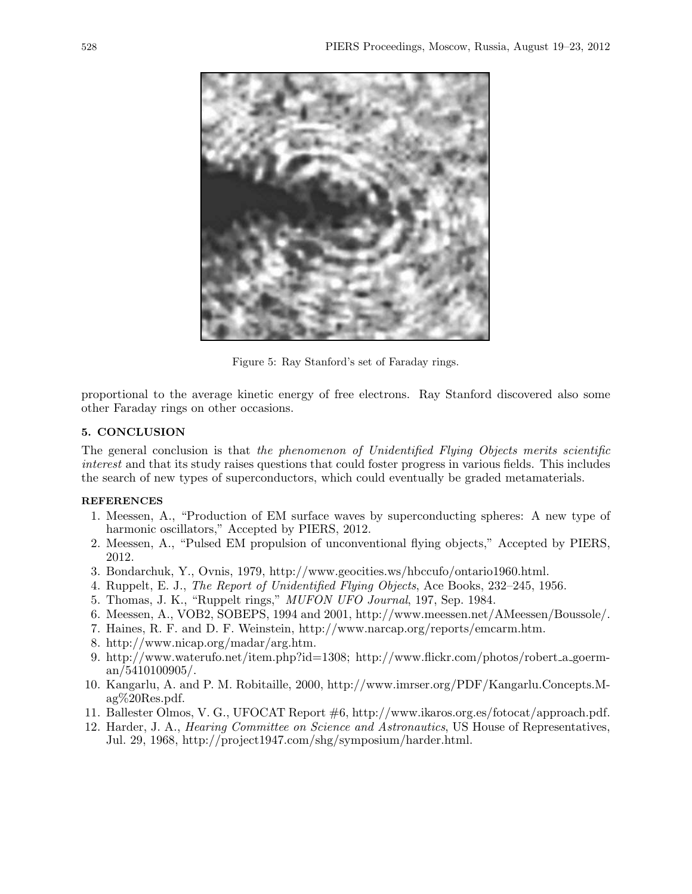Figure 5: Ray Stanford's set of Faraday rings.

proportional to the average kinetic energy of free electrons. Ray Stanford discovered also some other Faraday rings on other occasions.

## 5. CONCLUSION

The general conclusion is that *the phenomenon of Unidentified Flying Objects merits scientific interest* and that its study raises questions that could foster progress in various fields. This includes the search of new types of superconductors, which could eventually be graded metamaterials.

## REFERENCES

1. Meessen, A., "Production of EM surface waves by superconducting spheres: A new type of harmonic oscillators," Accepted by PIERS, 2012.
2. Meessen, A., "Pulsed EM propulsion of unconventional flying objects," Accepted by PIERS, 2012.
3. Bondarchuk, Y., Ovnis, 1979, http://www.geocities.ws/hbccufo/ontario1960.html.
4. Ruppelt, E. J., *The Report of Unidentified Flying Objects*, Ace Books, 232–245, 1956.
5. Thomas, J. K., "Ruppelt rings," *MUFON UFO Journal*, 197, Sep. 1984.
6. Meessen, A., VOB2, SOBEPS, 1994 and 2001, http://www.meessen.net/AMeessen/Boussole/.
7. Haines, R. F. and D. F. Weinstein, http://www.narcap.org/reports/emcarm.htm.
8. http://www.nicap.org/madar/arg.htm.
9. http://www.waterufo.net/item.php?id=1308; http://www.flickr.com/photos/robert_a_goerman/5410100905/.
10. Kangarlu, A. and P. M. Robitaille, 2000, http://www.imrser.org/PDF/Kangarlu.Concepts.Mag%20Res.pdf.
11. Ballester Olmos, V. G., UFOCAT Report #6, http://www.ikaros.org.es/fotocat/approach.pdf.
12. Harder, J. A., *Hearing Committee on Science and Astronautics*, US House of Representatives, Jul. 29, 1968, http://project1947.com/shg/symposium/harder.html.